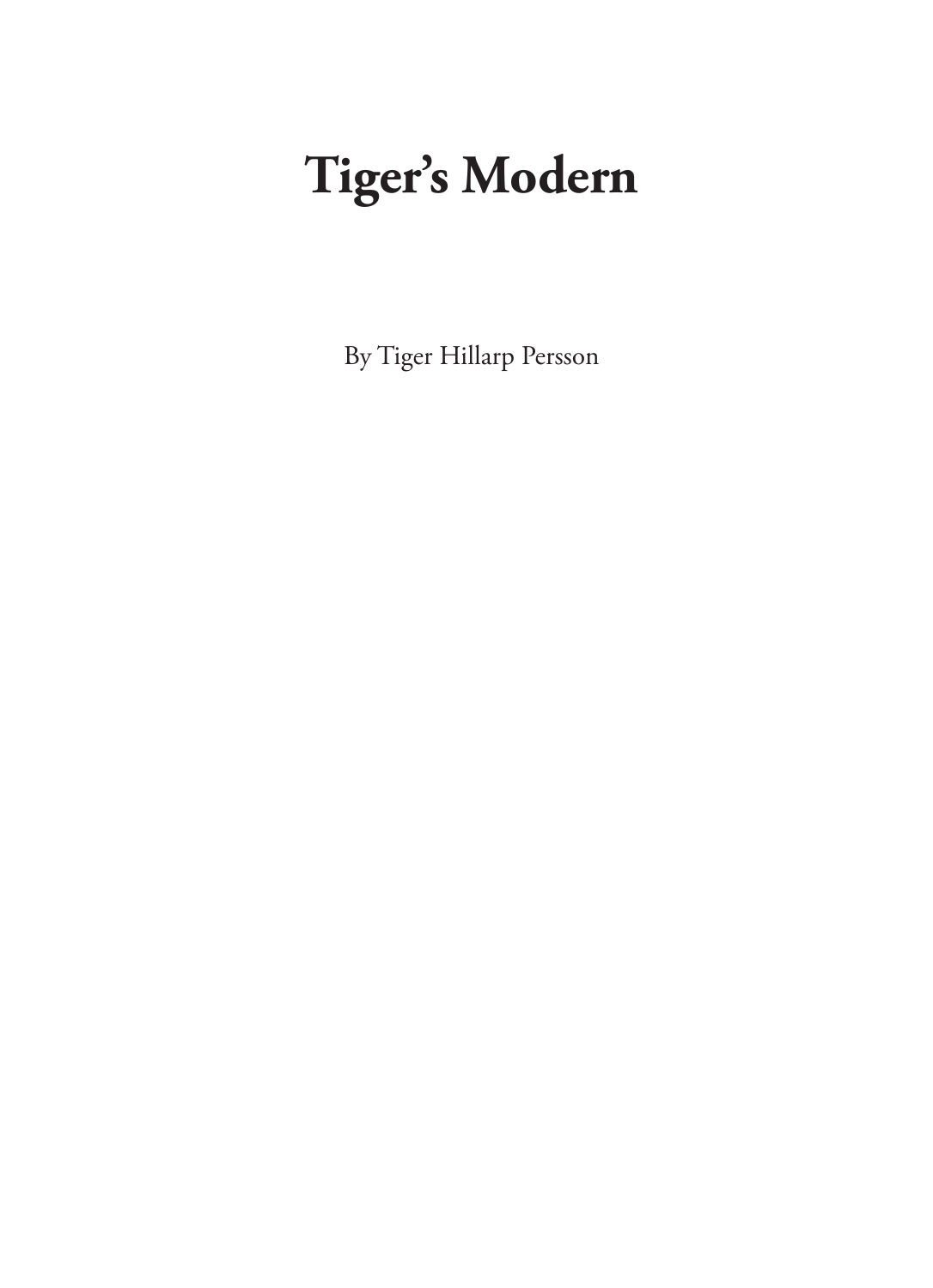# Tiger's Modern

By Tiger Hillarp Persson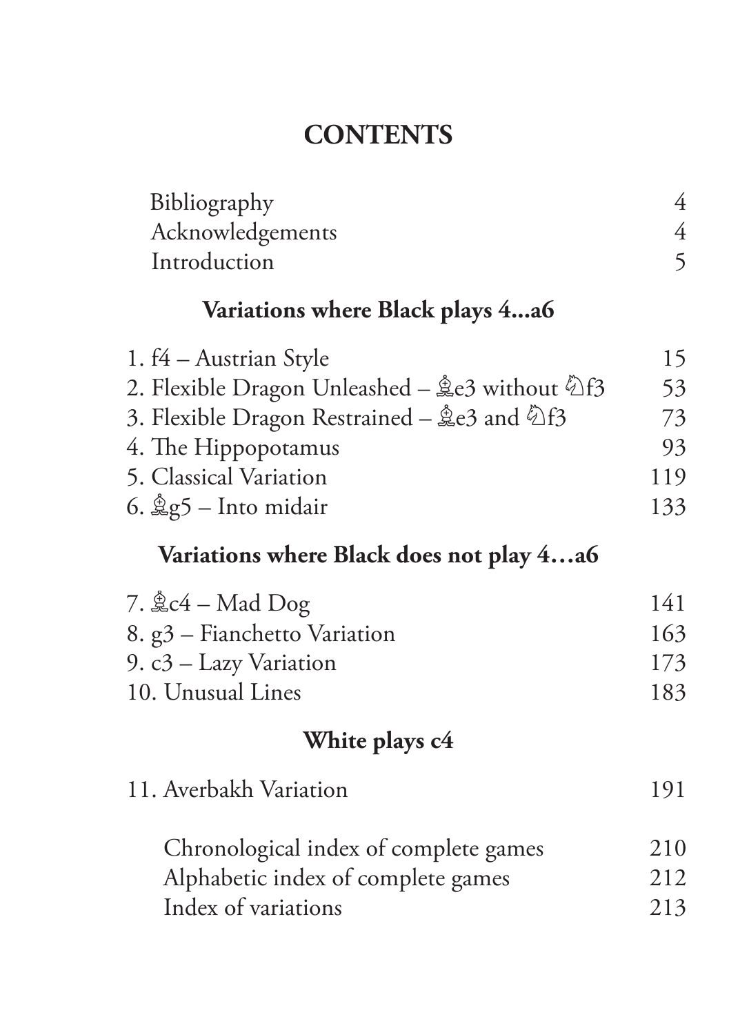# CONTENTS

| | |
|---|---|
| Bibliography | 4 |
| Acknowledgements | 4 |
| Introduction | 5 |

## Variations where Black plays 4...a6

| | |
|---|---|
| 1. f4 – Austrian Style | 15 |
| 2. Flexible Dragon Unleashed – ♗e3 without ♘f3 | 53 |
| 3. Flexible Dragon Restrained – ♗e3 and ♘f3 | 73 |
| 4. The Hippopotamus | 93 |
| 5. Classical Variation | 119 |
| 6. ♗g5 – Into midair | 133 |

## Variations where Black does not play 4…a6

| | |
|---|---|
| 7. ♗c4 – Mad Dog | 141 |
| 8. g3 – Fianchetto Variation | 163 |
| 9. c3 – Lazy Variation | 173 |
| 10. Unusual Lines | 183 |

## White plays c4

| | |
|---|---|
| 11. Averbakh Variation | 191 |

| | |
|---|---|
| Chronological index of complete games | 210 |
| Alphabetic index of complete games | 212 |
| Index of variations | 213 |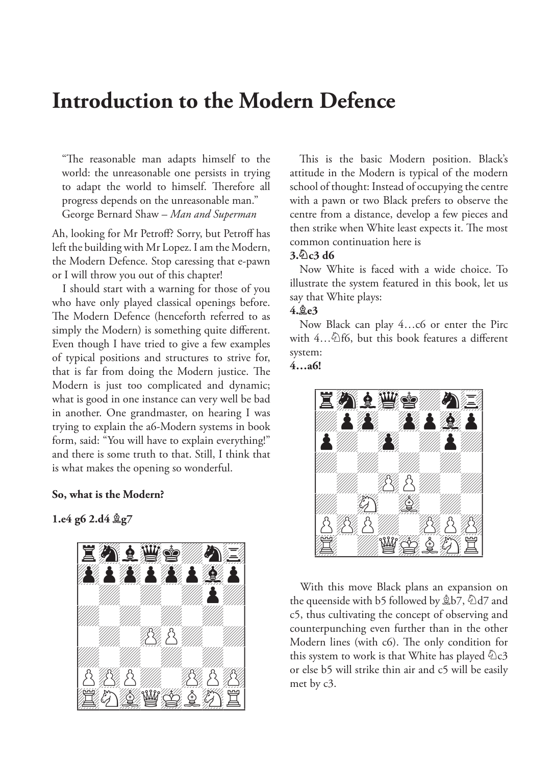# Introduction to the Modern Defence

> "The reasonable man adapts himself to the world: the unreasonable one persists in trying to adapt the world to himself. Therefore all progress depends on the unreasonable man."
> George Bernard Shaw – *Man and Superman*

Ah, looking for Mr Petroff? Sorry, but Petroff has left the building with Mr Lopez. I am the Modern, the Modern Defence. Stop caressing that e-pawn or I will throw you out of this chapter!

I should start with a warning for those of you who have only played classical openings before. The Modern Defence (henceforth referred to as simply the Modern) is something quite different. Even though I have tried to give a few examples of typical positions and structures to strive for, that is far from doing the Modern justice. The Modern is just too complicated and dynamic; what is good in one instance can very well be bad in another. One grandmaster, on hearing I was trying to explain the a6-Modern systems in book form, said: "You will have to explain everything!" and there is some truth to that. Still, I think that is what makes the opening so wonderful.

**So, what is the Modern?**

**1.e4 g6 2.d4 ♗g7**

This is the basic Modern position. Black's attitude in the Modern is typical of the modern school of thought: Instead of occupying the centre with a pawn or two Black prefers to observe the centre from a distance, develop a few pieces and then strike when White least expects it. The most common continuation here is

**3.♘c3 d6**

Now White is faced with a wide choice. To illustrate the system featured in this book, let us say that White plays:

**4.♗e3**

Now Black can play 4…c6 or enter the Pirc with 4…♘f6, but this book features a different system:

**4…a6!**

With this move Black plans an expansion on the queenside with b5 followed by ♗b7, ♘d7 and c5, thus cultivating the concept of observing and counterpunching even further than in the other Modern lines (with c6). The only condition for this system to work is that White has played ♘c3 or else b5 will strike thin air and c5 will be easily met by c3.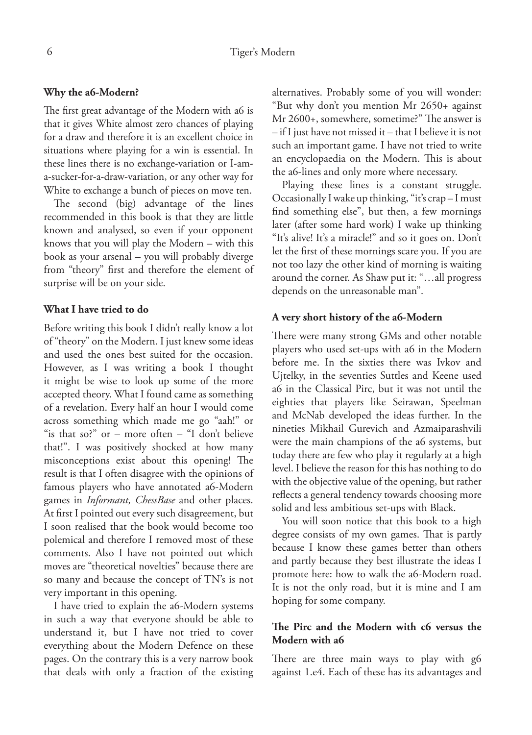## Why the a6-Modern?

The first great advantage of the Modern with a6 is that it gives White almost zero chances of playing for a draw and therefore it is an excellent choice in situations where playing for a win is essential. In these lines there is no exchange-variation or I-am-a-sucker-for-a-draw-variation, or any other way for White to exchange a bunch of pieces on move ten.

The second (big) advantage of the lines recommended in this book is that they are little known and analysed, so even if your opponent knows that you will play the Modern – with this book as your arsenal – you will probably diverge from "theory" first and therefore the element of surprise will be on your side.

## What I have tried to do

Before writing this book I didn't really know a lot of "theory" on the Modern. I just knew some ideas and used the ones best suited for the occasion. However, as I was writing a book I thought it might be wise to look up some of the more accepted theory. What I found came as something of a revelation. Every half an hour I would come across something which made me go "aah!" or "is that so?" or – more often – "I don't believe that!". I was positively shocked at how many misconceptions exist about this opening! The result is that I often disagree with the opinions of famous players who have annotated a6-Modern games in *Informant, ChessBase* and other places. At first I pointed out every such disagreement, but I soon realised that the book would become too polemical and therefore I removed most of these comments. Also I have not pointed out which moves are "theoretical novelties" because there are so many and because the concept of TN's is not very important in this opening.

I have tried to explain the a6-Modern systems in such a way that everyone should be able to understand it, but I have not tried to cover everything about the Modern Defence on these pages. On the contrary this is a very narrow book that deals with only a fraction of the existing alternatives. Probably some of you will wonder: "But why don't you mention Mr 2650+ against Mr 2600+, somewhere, sometime?" The answer is – if I just have not missed it – that I believe it is not such an important game. I have not tried to write an encyclopaedia on the Modern. This is about the a6-lines and only more where necessary.

Playing these lines is a constant struggle. Occasionally I wake up thinking, "it's crap – I must find something else", but then, a few mornings later (after some hard work) I wake up thinking "It's alive! It's a miracle!" and so it goes on. Don't let the first of these mornings scare you. If you are not too lazy the other kind of morning is waiting around the corner. As Shaw put it: "…all progress depends on the unreasonable man".

## A very short history of the a6-Modern

There were many strong GMs and other notable players who used set-ups with a6 in the Modern before me. In the sixties there was Ivkov and Ujtelky, in the seventies Suttles and Keene used a6 in the Classical Pirc, but it was not until the eighties that players like Seirawan, Speelman and McNab developed the ideas further. In the nineties Mikhail Gurevich and Azmaiparashvili were the main champions of the a6 systems, but today there are few who play it regularly at a high level. I believe the reason for this has nothing to do with the objective value of the opening, but rather reflects a general tendency towards choosing more solid and less ambitious set-ups with Black.

You will soon notice that this book to a high degree consists of my own games. That is partly because I know these games better than others and partly because they best illustrate the ideas I promote here: how to walk the a6-Modern road. It is not the only road, but it is mine and I am hoping for some company.

## The Pirc and the Modern with c6 versus the Modern with a6

There are three main ways to play with g6 against 1.e4. Each of these has its advantages and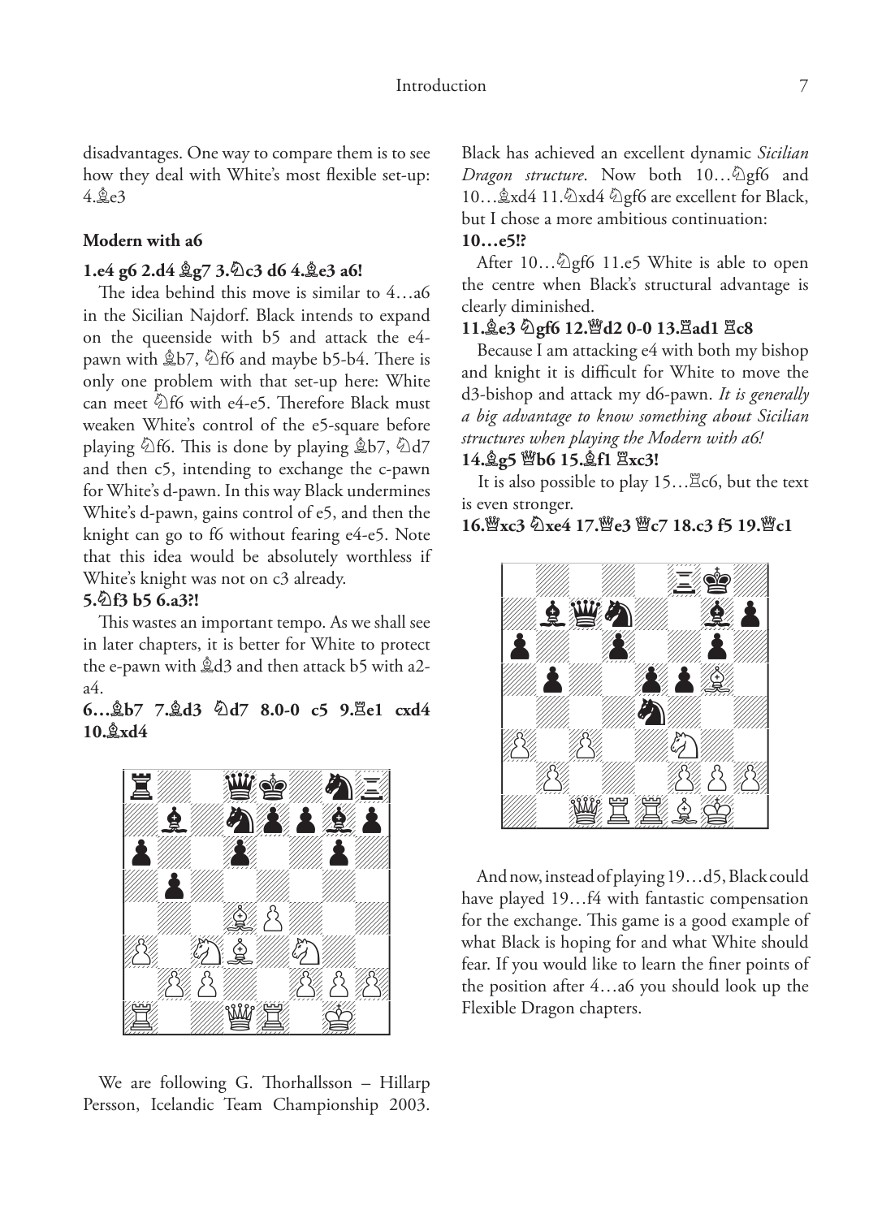disadvantages. One way to compare them is to see how they deal with White's most flexible set-up: 4.♗e3

**Modern with a6**

**1.e4 g6 2.d4 ♗g7 3.♘c3 d6 4.♗e3 a6!**

The idea behind this move is similar to 4…a6 in the Sicilian Najdorf. Black intends to expand on the queenside with b5 and attack the e4-pawn with ♗b7, ♘f6 and maybe b5-b4. There is only one problem with that set-up here: White can meet ♘f6 with e4-e5. Therefore Black must weaken White's control of the e5-square before playing ♘f6. This is done by playing ♗b7, ♘d7 and then c5, intending to exchange the c-pawn for White's d-pawn. In this way Black undermines White's d-pawn, gains control of e5, and then the knight can go to f6 without fearing e4-e5. Note that this idea would be absolutely worthless if White's knight was not on c3 already.

**5.♘f3 b5 6.a3?!**

This wastes an important tempo. As we shall see in later chapters, it is better for White to protect the e-pawn with ♗d3 and then attack b5 with a2-a4.

**6…♗b7 7.♗d3 ♘d7 8.0-0 c5 9.♖e1 cxd4 10.♗xd4**

We are following G. Thorhallsson – Hillarp Persson, Icelandic Team Championship 2003. Black has achieved an excellent dynamic *Sicilian Dragon structure*. Now both 10…♘gf6 and 10…♗xd4 11.♘xd4 ♘gf6 are excellent for Black, but I chose a more ambitious continuation:

**10…e5!?**

After 10…♘gf6 11.e5 White is able to open the centre when Black's structural advantage is clearly diminished.

**11.♗e3 ♘gf6 12.♕d2 0-0 13.♖ad1 ♖c8**

Because I am attacking e4 with both my bishop and knight it is difficult for White to move the d3-bishop and attack my d6-pawn. *It is generally a big advantage to know something about Sicilian structures when playing the Modern with a6!*

**14.♗g5 ♕b6 15.♗f1 ♖xc3!**

It is also possible to play 15…♖c6, but the text is even stronger.

**16.♕xc3 ♘xe4 17.♕e3 ♕c7 18.c3 f5 19.♕c1**

And now, instead of playing 19…d5, Black could have played 19…f4 with fantastic compensation for the exchange. This game is a good example of what Black is hoping for and what White should fear. If you would like to learn the finer points of the position after 4…a6 you should look up the Flexible Dragon chapters.